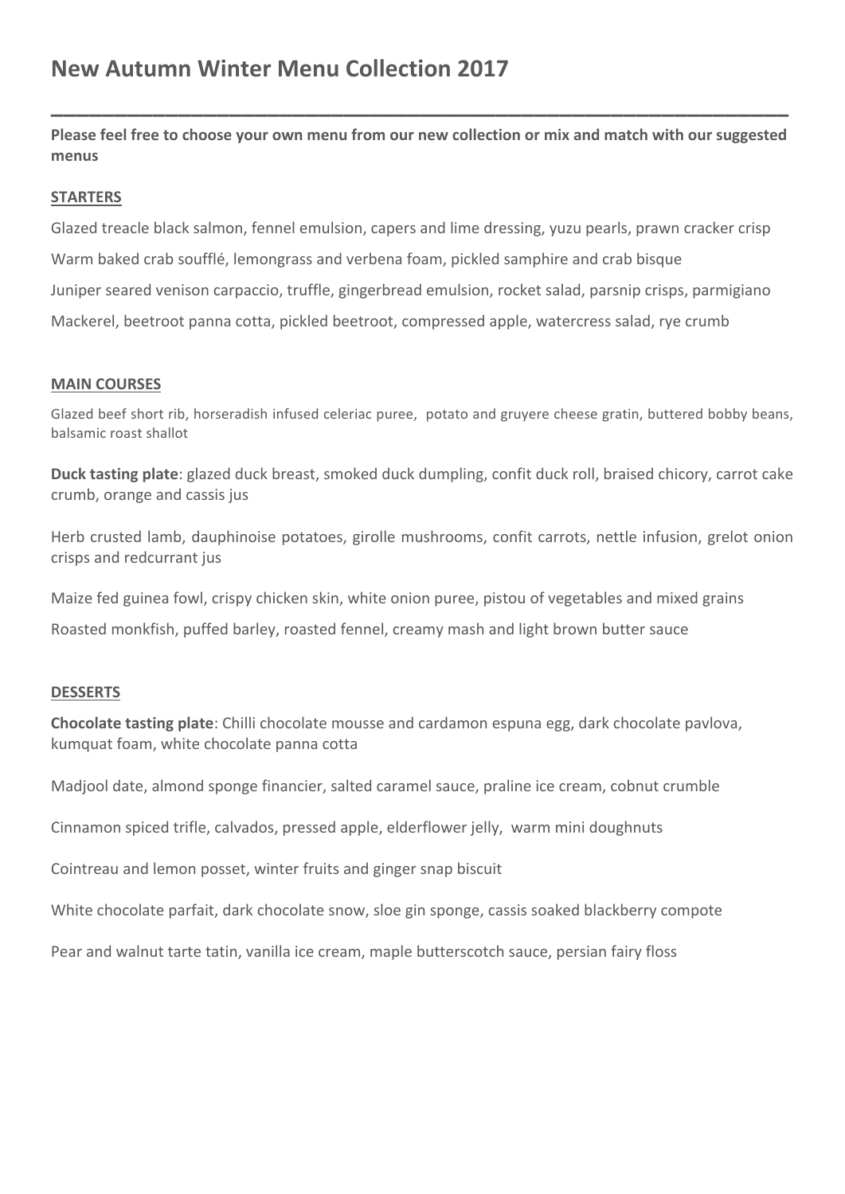# New Autumn Winter Menu Collection 2017

---

**Please feel free to choose your own menu from our new collection or mix and match with our suggested menus**

## STARTERS

Glazed treacle black salmon, fennel emulsion, capers and lime dressing, yuzu pearls, prawn cracker crisp

Warm baked crab soufflé, lemongrass and verbena foam, pickled samphire and crab bisque

Juniper seared venison carpaccio, truffle, gingerbread emulsion, rocket salad, parsnip crisps, parmigiano

Mackerel, beetroot panna cotta, pickled beetroot, compressed apple, watercress salad, rye crumb

## MAIN COURSES

Glazed beef short rib, horseradish infused celeriac puree, potato and gruyere cheese gratin, buttered bobby beans, balsamic roast shallot

**Duck tasting plate**: glazed duck breast, smoked duck dumpling, confit duck roll, braised chicory, carrot cake crumb, orange and cassis jus

Herb crusted lamb, dauphinoise potatoes, girolle mushrooms, confit carrots, nettle infusion, grelot onion crisps and redcurrant jus

Maize fed guinea fowl, crispy chicken skin, white onion puree, pistou of vegetables and mixed grains

Roasted monkfish, puffed barley, roasted fennel, creamy mash and light brown butter sauce

## DESSERTS

**Chocolate tasting plate**: Chilli chocolate mousse and cardamon espuna egg, dark chocolate pavlova, kumquat foam, white chocolate panna cotta

Madjool date, almond sponge financier, salted caramel sauce, praline ice cream, cobnut crumble

Cinnamon spiced trifle, calvados, pressed apple, elderflower jelly, warm mini doughnuts

Cointreau and lemon posset, winter fruits and ginger snap biscuit

White chocolate parfait, dark chocolate snow, sloe gin sponge, cassis soaked blackberry compote

Pear and walnut tarte tatin, vanilla ice cream, maple butterscotch sauce, persian fairy floss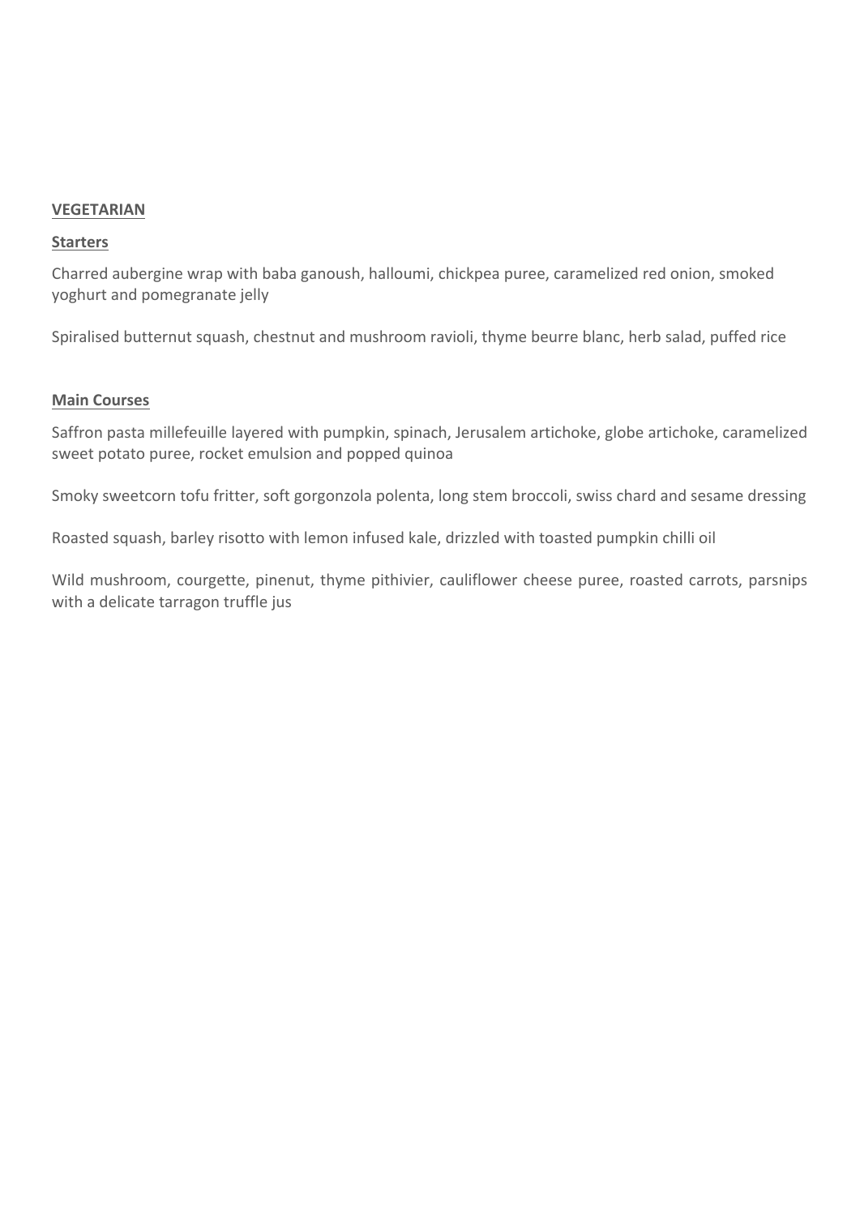## VEGETARIAN

### Starters

Charred aubergine wrap with baba ganoush, halloumi, chickpea puree, caramelized red onion, smoked yoghurt and pomegranate jelly

Spiralised butternut squash, chestnut and mushroom ravioli, thyme beurre blanc, herb salad, puffed rice

### Main Courses

Saffron pasta millefeuille layered with pumpkin, spinach, Jerusalem artichoke, globe artichoke, caramelized sweet potato puree, rocket emulsion and popped quinoa

Smoky sweetcorn tofu fritter, soft gorgonzola polenta, long stem broccoli, swiss chard and sesame dressing

Roasted squash, barley risotto with lemon infused kale, drizzled with toasted pumpkin chilli oil

Wild mushroom, courgette, pinenut, thyme pithivier, cauliflower cheese puree, roasted carrots, parsnips with a delicate tarragon truffle jus